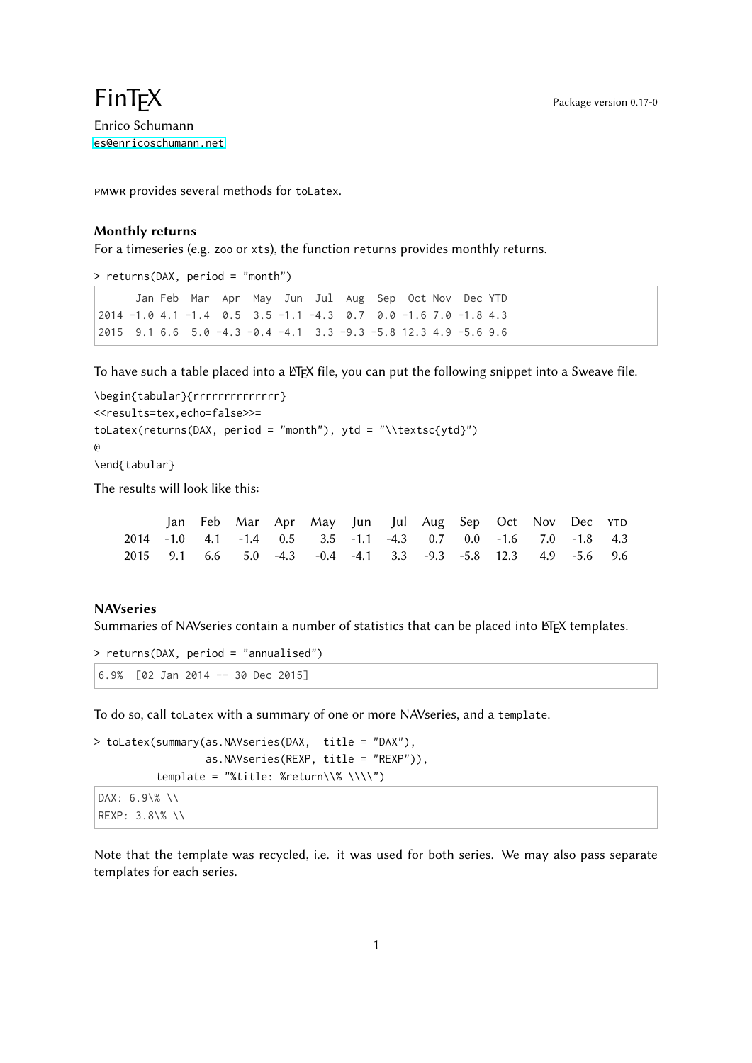# FinTeX

Package version 0.17-0

Enrico Schumann
es@enricoschumann.net

PMWR provides several methods for `toLatex`.

### Monthly returns

For a timeseries (e.g. `zoo` or `xts`), the function `returns` provides monthly returns.

```
> returns(DAX, period = "month")
```

```
      Jan Feb  Mar  Apr  May  Jun  Jul  Aug  Sep  Oct Nov  Dec YTD
2014 -1.0 4.1 -1.4  0.5  3.5 -1.1 -4.3  0.7  0.0 -1.6 7.0 -1.8 4.3
2015  9.1 6.6  5.0 -4.3 -0.4 -4.1  3.3 -9.3 -5.8 12.3 4.9 -5.6 9.6
```

To have such a table placed into a LaTeX file, you can put the following snippet into a Sweave file.

```
\begin{tabular}{rrrrrrrrrrrrrr}
<<results=tex,echo=false>>=
toLatex(returns(DAX, period = "month"), ytd = "\\textsc{ytd}")
@
\end{tabular}
```

The results will look like this:

| | Jan | Feb | Mar | Apr | May | Jun | Jul | Aug | Sep | Oct | Nov | Dec | YTD |
|---|---|---|---|---|---|---|---|---|---|---|---|---|---|
| 2014 | -1.0 | 4.1 | -1.4 | 0.5 | 3.5 | -1.1 | -4.3 | 0.7 | 0.0 | -1.6 | 7.0 | -1.8 | 4.3 |
| 2015 | 9.1 | 6.6 | 5.0 | -4.3 | -0.4 | -4.1 | 3.3 | -9.3 | -5.8 | 12.3 | 4.9 | -5.6 | 9.6 |

### NAVseries

Summaries of NAVseries contain a number of statistics that can be placed into LaTeX templates.

```
> returns(DAX, period = "annualised")
```

```
6.9%  [02 Jan 2014 -- 30 Dec 2015]
```

To do so, call `toLatex` with a summary of one or more NAVseries, and a `template`.

```
> toLatex(summary(as.NAVseries(DAX,  title = "DAX"),
                  as.NAVseries(REXP, title = "REXP")),
          template = "%title: %return\\% \\\\")
```

```
DAX: 6.9\% \\
REXP: 3.8\% \\
```

Note that the template was recycled, i.e. it was used for both series. We may also pass separate templates for each series.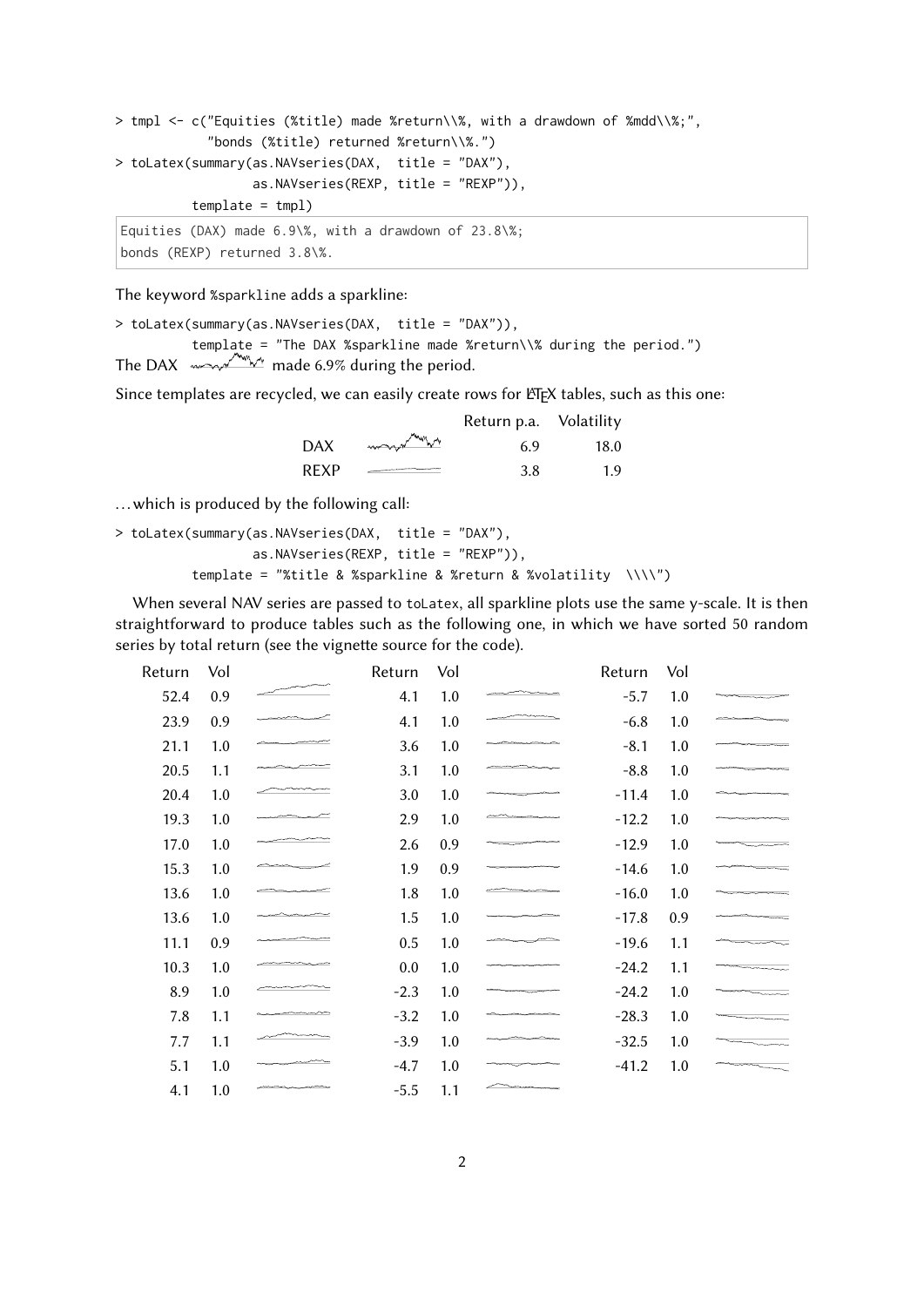```
> tmpl <- c("Equities (%title) made %return\\%, with a drawdown of %mdd\\%;",
            "bonds (%title) returned %return\\%.")
> toLatex(summary(as.NAVseries(DAX,  title = "DAX"),
                  as.NAVseries(REXP, title = "REXP")),
          template = tmpl)
```

```
Equities (DAX) made 6.9\%, with a drawdown of 23.8\%;
bonds (REXP) returned 3.8\%.
```

The keyword `%sparkline` adds a sparkline:

```
> toLatex(summary(as.NAVseries(DAX,  title = "DAX")),
          template = "The DAX %sparkline made %return\\% during the period.")
```

The DAX made 6.9% during the period.

Since templates are recycled, we can easily create rows for LaTeX tables, such as this one:

| | | Return p.a. | Volatility |
|---|---|---|---|
| DAX | | 6.9 | 18.0 |
| REXP | | 3.8 | 1.9 |

…which is produced by the following call:

```
> toLatex(summary(as.NAVseries(DAX,  title = "DAX"),
                  as.NAVseries(REXP, title = "REXP")),
          template = "%title & %sparkline & %return & %volatility  \\\\")
```

When several NAV series are passed to `toLatex`, all sparkline plots use the same y-scale. It is then straightforward to produce tables such as the following one, in which we have sorted 50 random series by total return (see the vignette source for the code).

| Return | Vol | | Return | Vol | | Return | Vol | |
|---|---|---|---|---|---|---|---|---|
| 52.4 | 0.9 | | 4.1 | 1.0 | | -5.7 | 1.0 | |
| 23.9 | 0.9 | | 4.1 | 1.0 | | -6.8 | 1.0 | |
| 21.1 | 1.0 | | 3.6 | 1.0 | | -8.1 | 1.0 | |
| 20.5 | 1.1 | | 3.1 | 1.0 | | -8.8 | 1.0 | |
| 20.4 | 1.0 | | 3.0 | 1.0 | | -11.4 | 1.0 | |
| 19.3 | 1.0 | | 2.9 | 1.0 | | -12.2 | 1.0 | |
| 17.0 | 1.0 | | 2.6 | 0.9 | | -12.9 | 1.0 | |
| 15.3 | 1.0 | | 1.9 | 0.9 | | -14.6 | 1.0 | |
| 13.6 | 1.0 | | 1.8 | 1.0 | | -16.0 | 1.0 | |
| 13.6 | 1.0 | | 1.5 | 1.0 | | -17.8 | 0.9 | |
| 11.1 | 0.9 | | 0.5 | 1.0 | | -19.6 | 1.1 | |
| 10.3 | 1.0 | | 0.0 | 1.0 | | -24.2 | 1.1 | |
| 8.9 | 1.0 | | -2.3 | 1.0 | | -24.2 | 1.0 | |
| 7.8 | 1.1 | | -3.2 | 1.0 | | -28.3 | 1.0 | |
| 7.7 | 1.1 | | -3.9 | 1.0 | | -32.5 | 1.0 | |
| 5.1 | 1.0 | | -4.7 | 1.0 | | -41.2 | 1.0 | |
| 4.1 | 1.0 | | -5.5 | 1.1 | | | | |